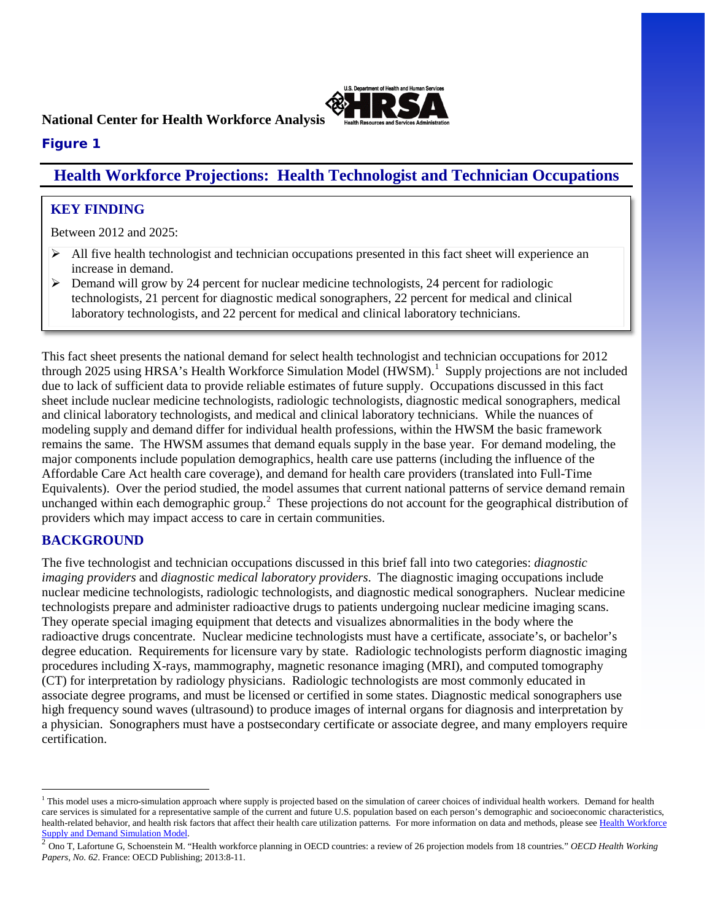**National Center for Health Workforce Analysis**

**Figure 1**

# Health Workforce Projections: Health Technologist and Technician Occupations

## KEY FINDING

Between 2012 and 2025:

- All five health technologist and technician occupations presented in this fact sheet will experience an increase in demand.
- Demand will grow by 24 percent for nuclear medicine technologists, 24 percent for radiologic technologists, 21 percent for diagnostic medical sonographers, 22 percent for medical and clinical laboratory technologists, and 22 percent for medical and clinical laboratory technicians.

This fact sheet presents the national demand for select health technologist and technician occupations for 2012 through 2025 using HRSA's Health Workforce Simulation Model (HWSM).[1] Supply projections are not included due to lack of sufficient data to provide reliable estimates of future supply. Occupations discussed in this fact sheet include nuclear medicine technologists, radiologic technologists, diagnostic medical sonographers, medical and clinical laboratory technologists, and medical and clinical laboratory technicians. While the nuances of modeling supply and demand differ for individual health professions, within the HWSM the basic framework remains the same. The HWSM assumes that demand equals supply in the base year. For demand modeling, the major components include population demographics, health care use patterns (including the influence of the Affordable Care Act health care coverage), and demand for health care providers (translated into Full-Time Equivalents). Over the period studied, the model assumes that current national patterns of service demand remain unchanged within each demographic group.[2] These projections do not account for the geographical distribution of providers which may impact access to care in certain communities.

## BACKGROUND

The five technologist and technician occupations discussed in this brief fall into two categories: *diagnostic imaging providers* and *diagnostic medical laboratory providers*. The diagnostic imaging occupations include nuclear medicine technologists, radiologic technologists, and diagnostic medical sonographers. Nuclear medicine technologists prepare and administer radioactive drugs to patients undergoing nuclear medicine imaging scans. They operate special imaging equipment that detects and visualizes abnormalities in the body where the radioactive drugs concentrate. Nuclear medicine technologists must have a certificate, associate's, or bachelor's degree education. Requirements for licensure vary by state. Radiologic technologists perform diagnostic imaging procedures including X-rays, mammography, magnetic resonance imaging (MRI), and computed tomography (CT) for interpretation by radiology physicians. Radiologic technologists are most commonly educated in associate degree programs, and must be licensed or certified in some states. Diagnostic medical sonographers use high frequency sound waves (ultrasound) to produce images of internal organs for diagnosis and interpretation by a physician. Sonographers must have a postsecondary certificate or associate degree, and many employers require certification.

---

[1] This model uses a micro-simulation approach where supply is projected based on the simulation of career choices of individual health workers. Demand for health care services is simulated for a representative sample of the current and future U.S. population based on each person's demographic and socioeconomic characteristics, health-related behavior, and health risk factors that affect their health care utilization patterns. For more information on data and methods, please see Health Workforce Supply and Demand Simulation Model.

[2] Ono T, Lafortune G, Schoenstein M. "Health workforce planning in OECD countries: a review of 26 projection models from 18 countries." *OECD Health Working Papers, No. 62*. France: OECD Publishing; 2013:8-11.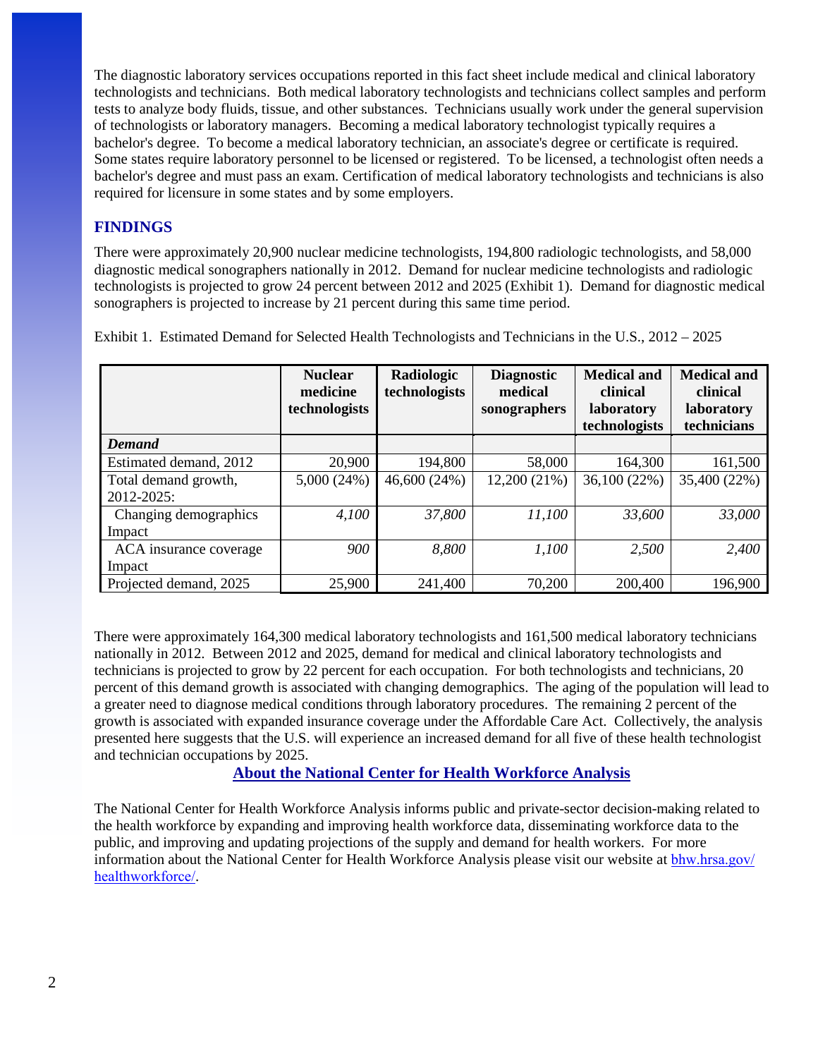The diagnostic laboratory services occupations reported in this fact sheet include medical and clinical laboratory technologists and technicians. Both medical laboratory technologists and technicians collect samples and perform tests to analyze body fluids, tissue, and other substances. Technicians usually work under the general supervision of technologists or laboratory managers. Becoming a medical laboratory technologist typically requires a bachelor's degree. To become a medical laboratory technician, an associate's degree or certificate is required. Some states require laboratory personnel to be licensed or registered. To be licensed, a technologist often needs a bachelor's degree and must pass an exam. Certification of medical laboratory technologists and technicians is also required for licensure in some states and by some employers.

## FINDINGS

There were approximately 20,900 nuclear medicine technologists, 194,800 radiologic technologists, and 58,000 diagnostic medical sonographers nationally in 2012. Demand for nuclear medicine technologists and radiologic technologists is projected to grow 24 percent between 2012 and 2025 (Exhibit 1). Demand for diagnostic medical sonographers is projected to increase by 21 percent during this same time period.

Exhibit 1. Estimated Demand for Selected Health Technologists and Technicians in the U.S., 2012 – 2025

| | Nuclear medicine technologists | Radiologic technologists | Diagnostic medical sonographers | Medical and clinical laboratory technologists | Medical and clinical laboratory technicians |
|---|---|---|---|---|---|
| ***Demand*** | | | | | |
| Estimated demand, 2012 | 20,900 | 194,800 | 58,000 | 164,300 | 161,500 |
| Total demand growth, 2012-2025: | 5,000 (24%) | 46,600 (24%) | 12,200 (21%) | 36,100 (22%) | 35,400 (22%) |
| Changing demographics Impact | *4,100* | *37,800* | *11,100* | *33,600* | *33,000* |
| ACA insurance coverage Impact | *900* | *8,800* | *1,100* | *2,500* | *2,400* |
| Projected demand, 2025 | 25,900 | 241,400 | 70,200 | 200,400 | 196,900 |

There were approximately 164,300 medical laboratory technologists and 161,500 medical laboratory technicians nationally in 2012. Between 2012 and 2025, demand for medical and clinical laboratory technologists and technicians is projected to grow by 22 percent for each occupation. For both technologists and technicians, 20 percent of this demand growth is associated with changing demographics. The aging of the population will lead to a greater need to diagnose medical conditions through laboratory procedures. The remaining 2 percent of the growth is associated with expanded insurance coverage under the Affordable Care Act. Collectively, the analysis presented here suggests that the U.S. will experience an increased demand for all five of these health technologist and technician occupations by 2025.

## About the National Center for Health Workforce Analysis

The National Center for Health Workforce Analysis informs public and private-sector decision-making related to the health workforce by expanding and improving health workforce data, disseminating workforce data to the public, and improving and updating projections of the supply and demand for health workers. For more information about the National Center for Health Workforce Analysis please visit our website at bhw.hrsa.gov/healthworkforce/.